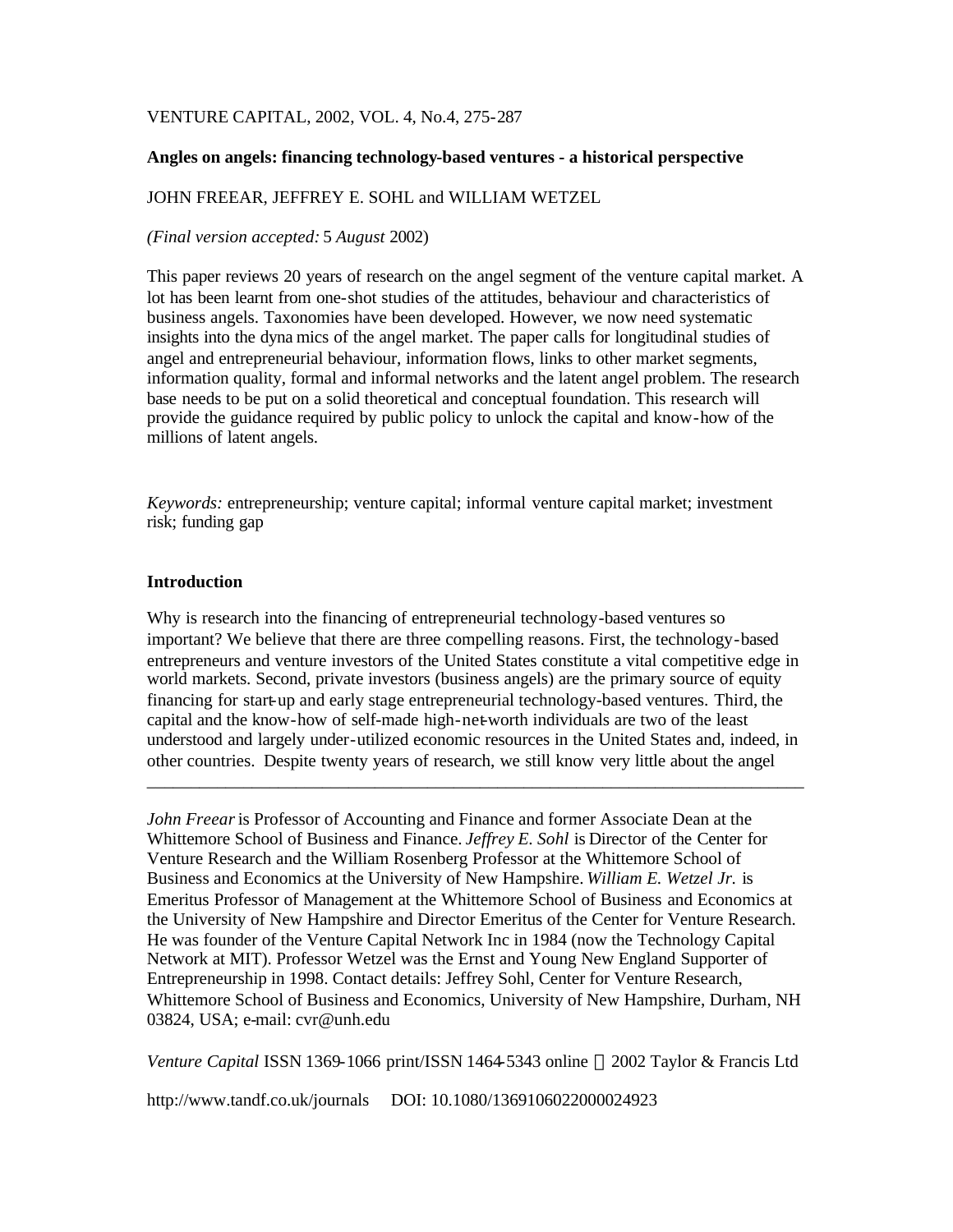VENTURE CAPITAL, 2002, VOL. 4, No.4, 275-287

# Angles on angels: financing technology-based ventures - a historical perspective

JOHN FREEAR, JEFFREY E. SOHL and WILLIAM WETZEL

*(Final version accepted:* 5 *August* 2002)

This paper reviews 20 years of research on the angel segment of the venture capital market. A lot has been learnt from one-shot studies of the attitudes, behaviour and characteristics of business angels. Taxonomies have been developed. However, we now need systematic insights into the dynamics of the angel market. The paper calls for longitudinal studies of angel and entrepreneurial behaviour, information flows, links to other market segments, information quality, formal and informal networks and the latent angel problem. The research base needs to be put on a solid theoretical and conceptual foundation. This research will provide the guidance required by public policy to unlock the capital and know-how of the millions of latent angels.

*Keywords:* entrepreneurship; venture capital; informal venture capital market; investment risk; funding gap

## Introduction

Why is research into the financing of entrepreneurial technology-based ventures so important? We believe that there are three compelling reasons. First, the technology-based entrepreneurs and venture investors of the United States constitute a vital competitive edge in world markets. Second, private investors (business angels) are the primary source of equity financing for start-up and early stage entrepreneurial technology-based ventures. Third, the capital and the know-how of self-made high-net-worth individuals are two of the least understood and largely under-utilized economic resources in the United States and, indeed, in other countries. Despite twenty years of research, we still know very little about the angel

---

*John Freear* is Professor of Accounting and Finance and former Associate Dean at the Whittemore School of Business and Finance. *Jeffrey E. Sohl* is Director of the Center for Venture Research and the William Rosenberg Professor at the Whittemore School of Business and Economics at the University of New Hampshire. *William E. Wetzel Jr.* is Emeritus Professor of Management at the Whittemore School of Business and Economics at the University of New Hampshire and Director Emeritus of the Center for Venture Research. He was founder of the Venture Capital Network Inc in 1984 (now the Technology Capital Network at MIT). Professor Wetzel was the Ernst and Young New England Supporter of Entrepreneurship in 1998. Contact details: Jeffrey Sohl, Center for Venture Research, Whittemore School of Business and Economics, University of New Hampshire, Durham, NH 03824, USA; e-mail: cvr@unh.edu

*Venture Capital* ISSN 1369-1066 print/ISSN 1464-5343 online © 2002 Taylor & Francis Ltd

http://www.tandf.co.uk/journals DOI: 10.1080/1369106022000024923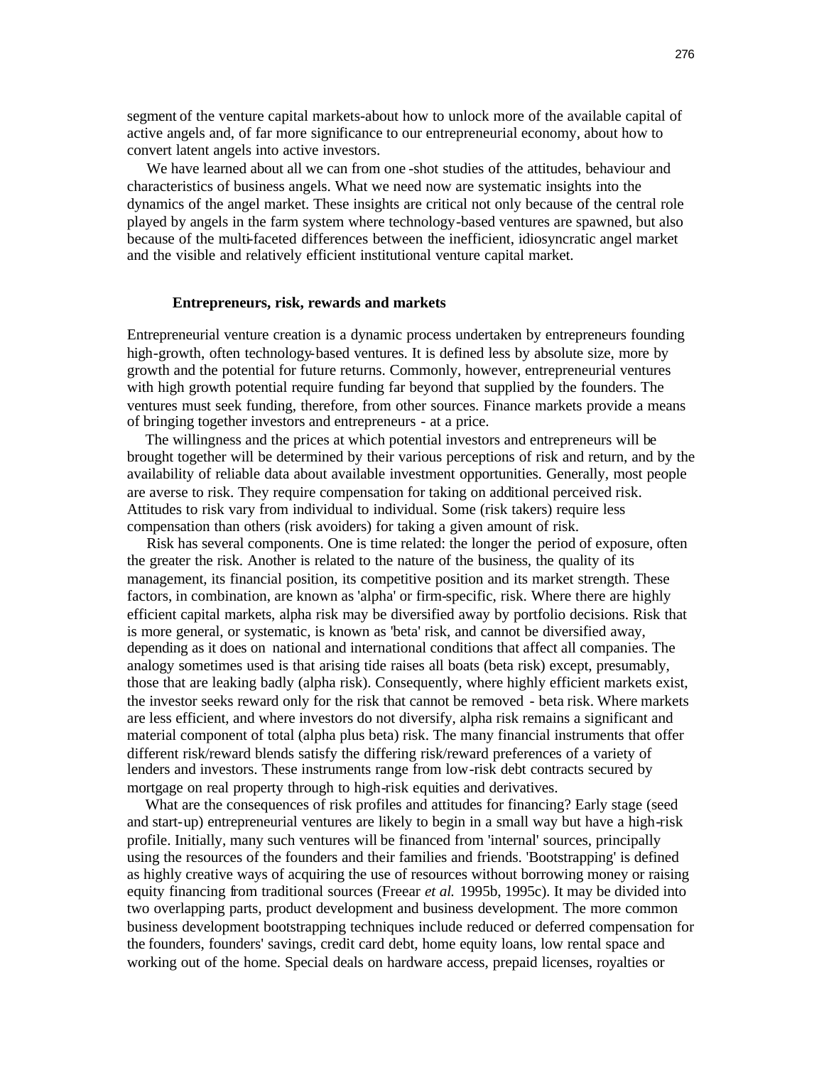segment of the venture capital markets-about how to unlock more of the available capital of active angels and, of far more significance to our entrepreneurial economy, about how to convert latent angels into active investors.

We have learned about all we can from one-shot studies of the attitudes, behaviour and characteristics of business angels. What we need now are systematic insights into the dynamics of the angel market. These insights are critical not only because of the central role played by angels in the farm system where technology-based ventures are spawned, but also because of the multi-faceted differences between the inefficient, idiosyncratic angel market and the visible and relatively efficient institutional venture capital market.

## Entrepreneurs, risk, rewards and markets

Entrepreneurial venture creation is a dynamic process undertaken by entrepreneurs founding high-growth, often technology-based ventures. It is defined less by absolute size, more by growth and the potential for future returns. Commonly, however, entrepreneurial ventures with high growth potential require funding far beyond that supplied by the founders. The ventures must seek funding, therefore, from other sources. Finance markets provide a means of bringing together investors and entrepreneurs - at a price.

The willingness and the prices at which potential investors and entrepreneurs will be brought together will be determined by their various perceptions of risk and return, and by the availability of reliable data about available investment opportunities. Generally, most people are averse to risk. They require compensation for taking on additional perceived risk. Attitudes to risk vary from individual to individual. Some (risk takers) require less compensation than others (risk avoiders) for taking a given amount of risk.

Risk has several components. One is time related: the longer the period of exposure, often the greater the risk. Another is related to the nature of the business, the quality of its management, its financial position, its competitive position and its market strength. These factors, in combination, are known as 'alpha' or firm-specific, risk. Where there are highly efficient capital markets, alpha risk may be diversified away by portfolio decisions. Risk that is more general, or systematic, is known as 'beta' risk, and cannot be diversified away, depending as it does on national and international conditions that affect all companies. The analogy sometimes used is that arising tide raises all boats (beta risk) except, presumably, those that are leaking badly (alpha risk). Consequently, where highly efficient markets exist, the investor seeks reward only for the risk that cannot be removed - beta risk. Where markets are less efficient, and where investors do not diversify, alpha risk remains a significant and material component of total (alpha plus beta) risk. The many financial instruments that offer different risk/reward blends satisfy the differing risk/reward preferences of a variety of lenders and investors. These instruments range from low-risk debt contracts secured by mortgage on real property through to high-risk equities and derivatives.

What are the consequences of risk profiles and attitudes for financing? Early stage (seed and start-up) entrepreneurial ventures are likely to begin in a small way but have a high-risk profile. Initially, many such ventures will be financed from 'internal' sources, principally using the resources of the founders and their families and friends. 'Bootstrapping' is defined as highly creative ways of acquiring the use of resources without borrowing money or raising equity financing from traditional sources (Freear *et al.* 1995b, 1995c). It may be divided into two overlapping parts, product development and business development. The more common business development bootstrapping techniques include reduced or deferred compensation for the founders, founders' savings, credit card debt, home equity loans, low rental space and working out of the home. Special deals on hardware access, prepaid licenses, royalties or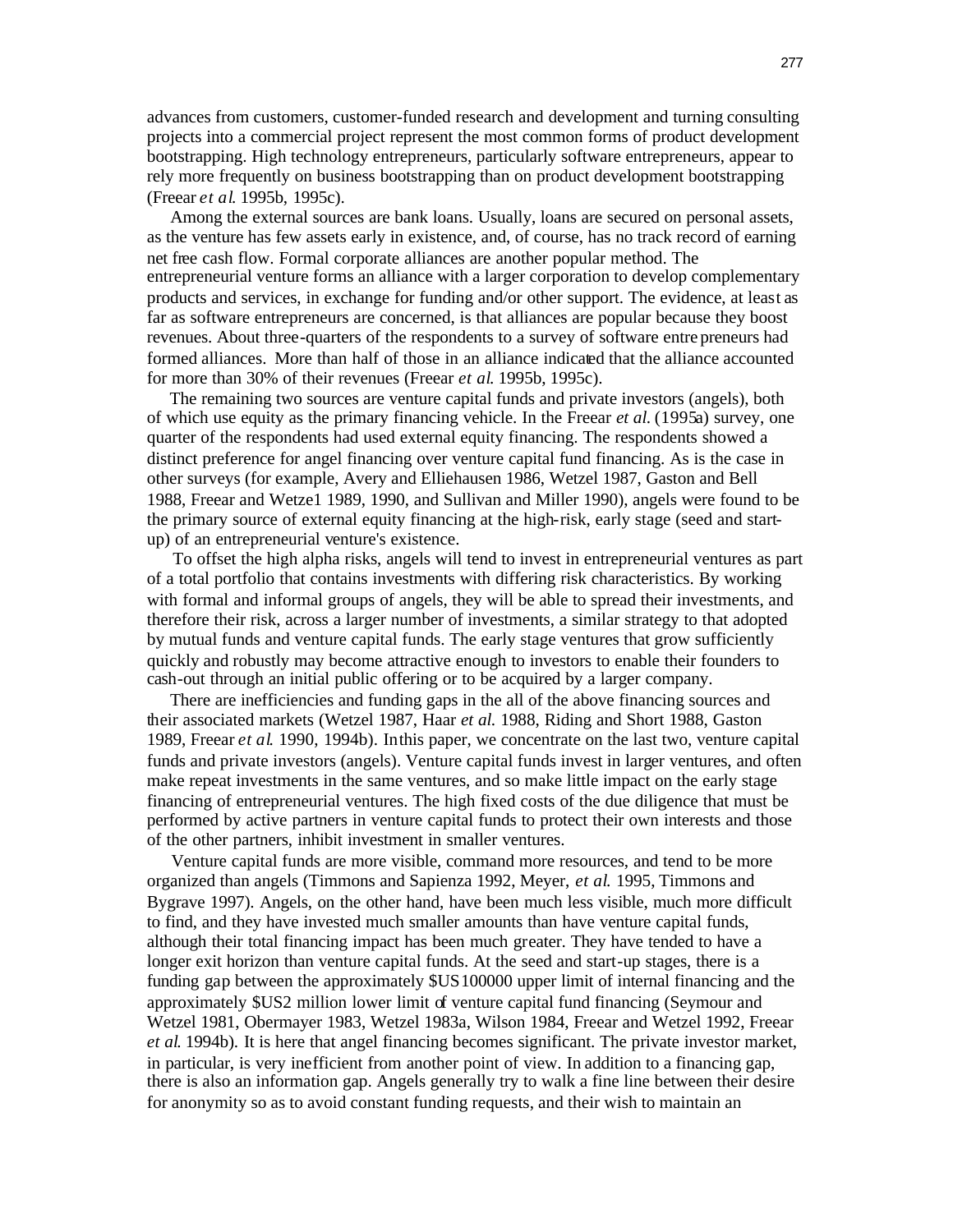advances from customers, customer-funded research and development and turning consulting projects into a commercial project represent the most common forms of product development bootstrapping. High technology entrepreneurs, particularly software entrepreneurs, appear to rely more frequently on business bootstrapping than on product development bootstrapping (Freear *et al*. 1995b, 1995c).

Among the external sources are bank loans. Usually, loans are secured on personal assets, as the venture has few assets early in existence, and, of course, has no track record of earning net free cash flow. Formal corporate alliances are another popular method. The entrepreneurial venture forms an alliance with a larger corporation to develop complementary products and services, in exchange for funding and/or other support. The evidence, at least as far as software entrepreneurs are concerned, is that alliances are popular because they boost revenues. About three-quarters of the respondents to a survey of software entrepreneurs had formed alliances. More than half of those in an alliance indicated that the alliance accounted for more than 30% of their revenues (Freear *et al*. 1995b, 1995c).

The remaining two sources are venture capital funds and private investors (angels), both of which use equity as the primary financing vehicle. In the Freear *et al.* (1995a) survey, one quarter of the respondents had used external equity financing. The respondents showed a distinct preference for angel financing over venture capital fund financing. As is the case in other surveys (for example, Avery and Elliehausen 1986, Wetzel 1987, Gaston and Bell 1988, Freear and Wetze1 1989, 1990, and Sullivan and Miller 1990), angels were found to be the primary source of external equity financing at the high-risk, early stage (seed and start-up) of an entrepreneurial venture's existence.

To offset the high alpha risks, angels will tend to invest in entrepreneurial ventures as part of a total portfolio that contains investments with differing risk characteristics. By working with formal and informal groups of angels, they will be able to spread their investments, and therefore their risk, across a larger number of investments, a similar strategy to that adopted by mutual funds and venture capital funds. The early stage ventures that grow sufficiently quickly and robustly may become attractive enough to investors to enable their founders to cash-out through an initial public offering or to be acquired by a larger company.

There are inefficiencies and funding gaps in the all of the above financing sources and their associated markets (Wetzel 1987, Haar *et al.* 1988, Riding and Short 1988, Gaston 1989, Freear *et al*. 1990, 1994b). In this paper, we concentrate on the last two, venture capital funds and private investors (angels). Venture capital funds invest in larger ventures, and often make repeat investments in the same ventures, and so make little impact on the early stage financing of entrepreneurial ventures. The high fixed costs of the due diligence that must be performed by active partners in venture capital funds to protect their own interests and those of the other partners, inhibit investment in smaller ventures.

Venture capital funds are more visible, command more resources, and tend to be more organized than angels (Timmons and Sapienza 1992, Meyer, *et al.* 1995, Timmons and Bygrave 1997). Angels, on the other hand, have been much less visible, much more difficult to find, and they have invested much smaller amounts than have venture capital funds, although their total financing impact has been much greater. They have tended to have a longer exit horizon than venture capital funds. At the seed and start-up stages, there is a funding gap between the approximately $US100000 upper limit of internal financing and the approximately $US2 million lower limit of venture capital fund financing (Seymour and Wetzel 1981, Obermayer 1983, Wetzel 1983a, Wilson 1984, Freear and Wetzel 1992, Freear *et al*. 1994b). It is here that angel financing becomes significant. The private investor market, in particular, is very inefficient from another point of view. In addition to a financing gap, there is also an information gap. Angels generally try to walk a fine line between their desire for anonymity so as to avoid constant funding requests, and their wish to maintain an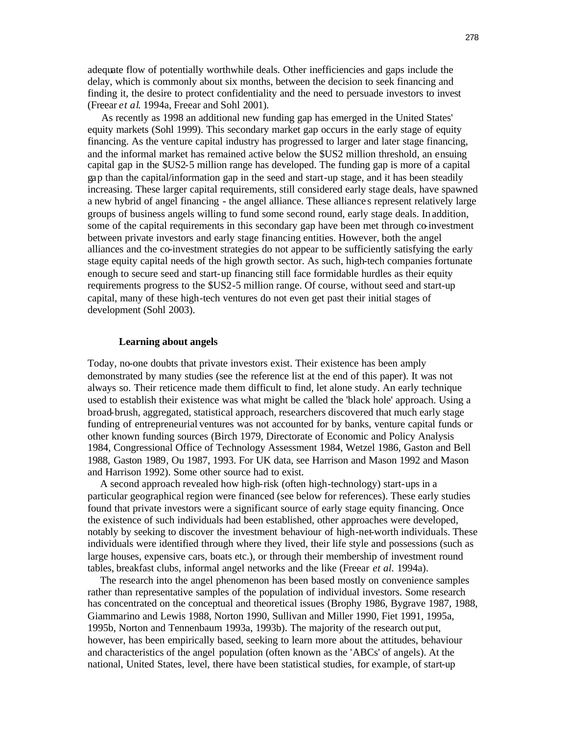adequate flow of potentially worthwhile deals. Other inefficiencies and gaps include the delay, which is commonly about six months, between the decision to seek financing and finding it, the desire to protect confidentiality and the need to persuade investors to invest (Freear *et al*. 1994a, Freear and Sohl 2001).

As recently as 1998 an additional new funding gap has emerged in the United States' equity markets (Sohl 1999). This secondary market gap occurs in the early stage of equity financing. As the venture capital industry has progressed to larger and later stage financing, and the informal market has remained active below the $US2 million threshold, an ensuing capital gap in the $US2-5 million range has developed. The funding gap is more of a capital gap than the capital/information gap in the seed and start-up stage, and it has been steadily increasing. These larger capital requirements, still considered early stage deals, have spawned a new hybrid of angel financing - the angel alliance. These alliances represent relatively large groups of business angels willing to fund some second round, early stage deals. In addition, some of the capital requirements in this secondary gap have been met through co-investment between private investors and early stage financing entities. However, both the angel alliances and the co-investment strategies do not appear to be sufficiently satisfying the early stage equity capital needs of the high growth sector. As such, high-tech companies fortunate enough to secure seed and start-up financing still face formidable hurdles as their equity requirements progress to the $US2-5 million range. Of course, without seed and start-up capital, many of these high-tech ventures do not even get past their initial stages of development (Sohl 2003).

## Learning about angels

Today, no-one doubts that private investors exist. Their existence has been amply demonstrated by many studies (see the reference list at the end of this paper). It was not always so. Their reticence made them difficult to find, let alone study. An early technique used to establish their existence was what might be called the 'black hole' approach. Using a broad-brush, aggregated, statistical approach, researchers discovered that much early stage funding of entrepreneurial ventures was not accounted for by banks, venture capital funds or other known funding sources (Birch 1979, Directorate of Economic and Policy Analysis 1984, Congressional Office of Technology Assessment 1984, Wetzel 1986, Gaston and Bell 1988, Gaston 1989, Ou 1987, 1993. For UK data, see Harrison and Mason 1992 and Mason and Harrison 1992). Some other source had to exist.

A second approach revealed how high-risk (often high-technology) start-ups in a particular geographical region were financed (see below for references). These early studies found that private investors were a significant source of early stage equity financing. Once the existence of such individuals had been established, other approaches were developed, notably by seeking to discover the investment behaviour of high-net-worth individuals. These individuals were identified through where they lived, their life style and possessions (such as large houses, expensive cars, boats etc.), or through their membership of investment round tables, breakfast clubs, informal angel networks and the like (Freear *et al.* 1994a).

The research into the angel phenomenon has been based mostly on convenience samples rather than representative samples of the population of individual investors. Some research has concentrated on the conceptual and theoretical issues (Brophy 1986, Bygrave 1987, 1988, Giammarino and Lewis 1988, Norton 1990, Sullivan and Miller 1990, Fiet 1991, 1995a, 1995b, Norton and Tennenbaum 1993a, 1993b). The majority of the research output, however, has been empirically based, seeking to learn more about the attitudes, behaviour and characteristics of the angel population (often known as the 'ABCs' of angels). At the national, United States, level, there have been statistical studies, for example, of start-up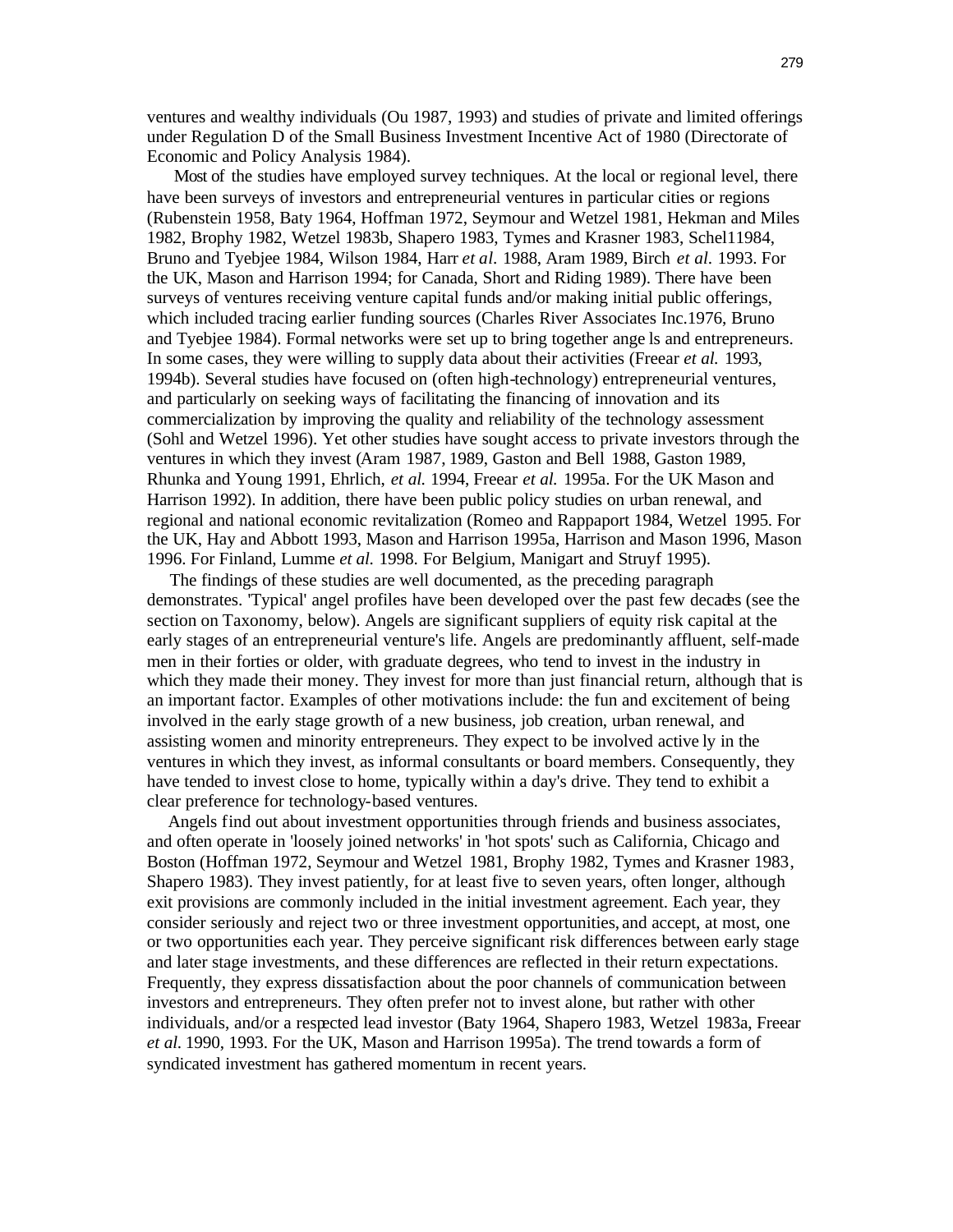ventures and wealthy individuals (Ou 1987, 1993) and studies of private and limited offerings under Regulation D of the Small Business Investment Incentive Act of 1980 (Directorate of Economic and Policy Analysis 1984).

Most of the studies have employed survey techniques. At the local or regional level, there have been surveys of investors and entrepreneurial ventures in particular cities or regions (Rubenstein 1958, Baty 1964, Hoffman 1972, Seymour and Wetzel 1981, Hekman and Miles 1982, Brophy 1982, Wetzel 1983b, Shapero 1983, Tymes and Krasner 1983, Schel11984, Bruno and Tyebjee 1984, Wilson 1984, Harr *et al.* 1988, Aram 1989, Birch *et al.* 1993. For the UK, Mason and Harrison 1994; for Canada, Short and Riding 1989). There have been surveys of ventures receiving venture capital funds and/or making initial public offerings, which included tracing earlier funding sources (Charles River Associates Inc.1976, Bruno and Tyebjee 1984). Formal networks were set up to bring together ange ls and entrepreneurs. In some cases, they were willing to supply data about their activities (Freear *et al.* 1993, 1994b). Several studies have focused on (often high-technology) entrepreneurial ventures, and particularly on seeking ways of facilitating the financing of innovation and its commercialization by improving the quality and reliability of the technology assessment (Sohl and Wetzel 1996). Yet other studies have sought access to private investors through the ventures in which they invest (Aram 1987, 1989, Gaston and Bell 1988, Gaston 1989, Rhunka and Young 1991, Ehrlich, *et al.* 1994, Freear *et al.* 1995a. For the UK Mason and Harrison 1992). In addition, there have been public policy studies on urban renewal, and regional and national economic revitalization (Romeo and Rappaport 1984, Wetzel 1995. For the UK, Hay and Abbott 1993, Mason and Harrison 1995a, Harrison and Mason 1996, Mason 1996. For Finland, Lumme *et al.* 1998. For Belgium, Manigart and Struyf 1995).

The findings of these studies are well documented, as the preceding paragraph demonstrates. 'Typical' angel profiles have been developed over the past few decades (see the section on Taxonomy, below). Angels are significant suppliers of equity risk capital at the early stages of an entrepreneurial venture's life. Angels are predominantly affluent, self-made men in their forties or older, with graduate degrees, who tend to invest in the industry in which they made their money. They invest for more than just financial return, although that is an important factor. Examples of other motivations include: the fun and excitement of being involved in the early stage growth of a new business, job creation, urban renewal, and assisting women and minority entrepreneurs. They expect to be involved active ly in the ventures in which they invest, as informal consultants or board members. Consequently, they have tended to invest close to home, typically within a day's drive. They tend to exhibit a clear preference for technology-based ventures.

Angels find out about investment opportunities through friends and business associates, and often operate in 'loosely joined networks' in 'hot spots' such as California, Chicago and Boston (Hoffman 1972, Seymour and Wetzel 1981, Brophy 1982, Tymes and Krasner 1983, Shapero 1983). They invest patiently, for at least five to seven years, often longer, although exit provisions are commonly included in the initial investment agreement. Each year, they consider seriously and reject two or three investment opportunities, and accept, at most, one or two opportunities each year. They perceive significant risk differences between early stage and later stage investments, and these differences are reflected in their return expectations. Frequently, they express dissatisfaction about the poor channels of communication between investors and entrepreneurs. They often prefer not to invest alone, but rather with other individuals, and/or a respected lead investor (Baty 1964, Shapero 1983, Wetzel 1983a, Freear *et al.* 1990, 1993. For the UK, Mason and Harrison 1995a). The trend towards a form of syndicated investment has gathered momentum in recent years.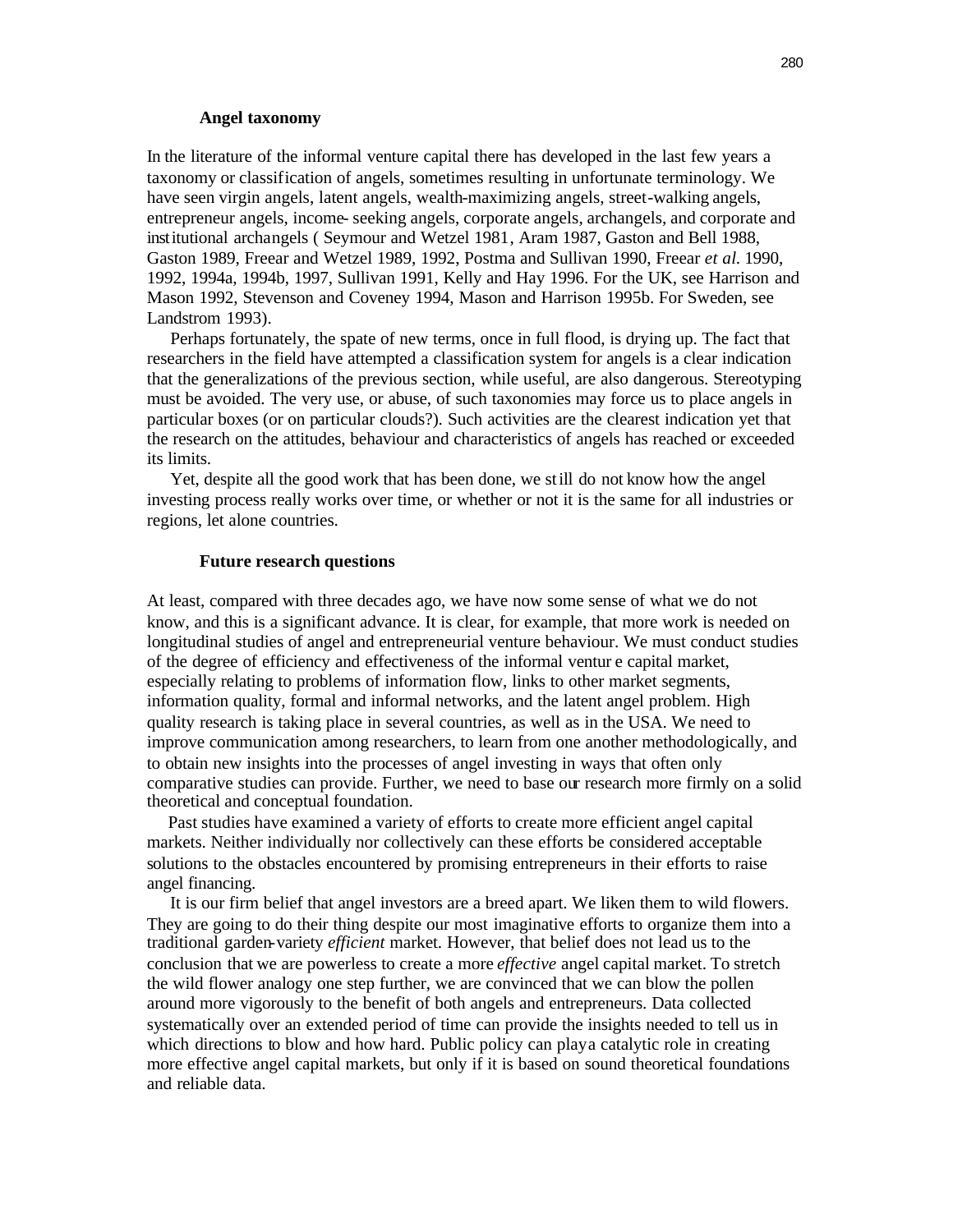### Angel taxonomy

In the literature of the informal venture capital there has developed in the last few years a taxonomy or classification of angels, sometimes resulting in unfortunate terminology. We have seen virgin angels, latent angels, wealth-maximizing angels, street-walking angels, entrepreneur angels, income-seeking angels, corporate angels, archangels, and corporate and institutional archangels ( Seymour and Wetzel 1981, Aram 1987, Gaston and Bell 1988, Gaston 1989, Freear and Wetzel 1989, 1992, Postma and Sullivan 1990, Freear *et al.* 1990, 1992, 1994a, 1994b, 1997, Sullivan 1991, Kelly and Hay 1996. For the UK, see Harrison and Mason 1992, Stevenson and Coveney 1994, Mason and Harrison 1995b. For Sweden, see Landstrom 1993).

Perhaps fortunately, the spate of new terms, once in full flood, is drying up. The fact that researchers in the field have attempted a classification system for angels is a clear indication that the generalizations of the previous section, while useful, are also dangerous. Stereotyping must be avoided. The very use, or abuse, of such taxonomies may force us to place angels in particular boxes (or on particular clouds?). Such activities are the clearest indication yet that the research on the attitudes, behaviour and characteristics of angels has reached or exceeded its limits.

Yet, despite all the good work that has been done, we still do not know how the angel investing process really works over time, or whether or not it is the same for all industries or regions, let alone countries.

### Future research questions

At least, compared with three decades ago, we have now some sense of what we do not know, and this is a significant advance. It is clear, for example, that more work is needed on longitudinal studies of angel and entrepreneurial venture behaviour. We must conduct studies of the degree of efficiency and effectiveness of the informal venture capital market, especially relating to problems of information flow, links to other market segments, information quality, formal and informal networks, and the latent angel problem. High quality research is taking place in several countries, as well as in the USA. We need to improve communication among researchers, to learn from one another methodologically, and to obtain new insights into the processes of angel investing in ways that often only comparative studies can provide. Further, we need to base our research more firmly on a solid theoretical and conceptual foundation.

Past studies have examined a variety of efforts to create more efficient angel capital markets. Neither individually nor collectively can these efforts be considered acceptable solutions to the obstacles encountered by promising entrepreneurs in their efforts to raise angel financing.

It is our firm belief that angel investors are a breed apart. We liken them to wild flowers. They are going to do their thing despite our most imaginative efforts to organize them into a traditional garden-variety *efficient* market. However, that belief does not lead us to the conclusion that we are powerless to create a more *effective* angel capital market. To stretch the wild flower analogy one step further, we are convinced that we can blow the pollen around more vigorously to the benefit of both angels and entrepreneurs. Data collected systematically over an extended period of time can provide the insights needed to tell us in which directions to blow and how hard. Public policy can play a catalytic role in creating more effective angel capital markets, but only if it is based on sound theoretical foundations and reliable data.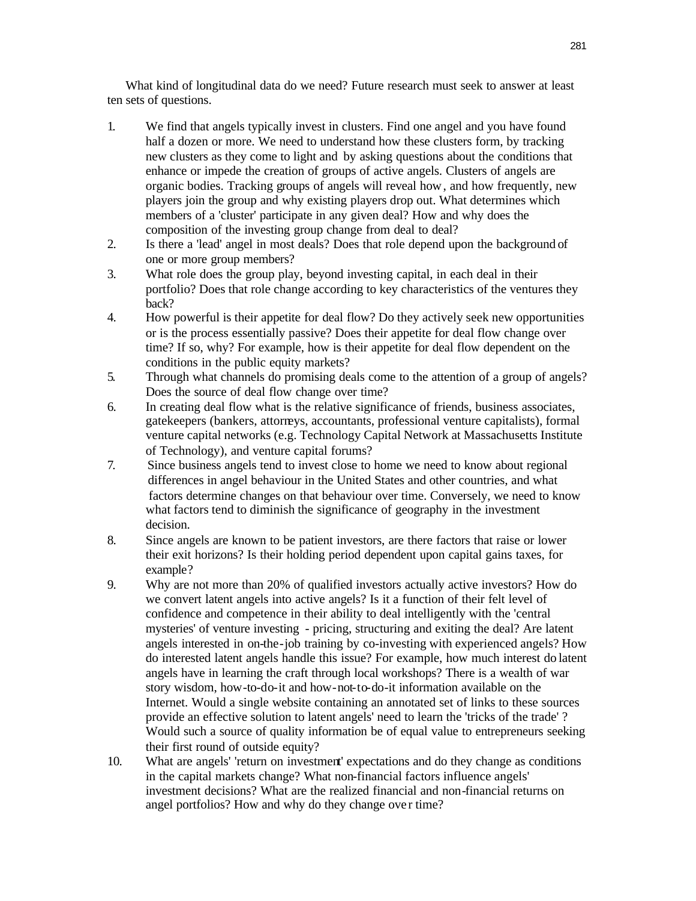What kind of longitudinal data do we need? Future research must seek to answer at least ten sets of questions.

1. We find that angels typically invest in clusters. Find one angel and you have found half a dozen or more. We need to understand how these clusters form, by tracking new clusters as they come to light and by asking questions about the conditions that enhance or impede the creation of groups of active angels. Clusters of angels are organic bodies. Tracking groups of angels will reveal how, and how frequently, new players join the group and why existing players drop out. What determines which members of a 'cluster' participate in any given deal? How and why does the composition of the investing group change from deal to deal?
2. Is there a 'lead' angel in most deals? Does that role depend upon the background of one or more group members?
3. What role does the group play, beyond investing capital, in each deal in their portfolio? Does that role change according to key characteristics of the ventures they back?
4. How powerful is their appetite for deal flow? Do they actively seek new opportunities or is the process essentially passive? Does their appetite for deal flow change over time? If so, why? For example, how is their appetite for deal flow dependent on the conditions in the public equity markets?
5. Through what channels do promising deals come to the attention of a group of angels? Does the source of deal flow change over time?
6. In creating deal flow what is the relative significance of friends, business associates, gatekeepers (bankers, attorneys, accountants, professional venture capitalists), formal venture capital networks (e.g. Technology Capital Network at Massachusetts Institute of Technology), and venture capital forums?
7. Since business angels tend to invest close to home we need to know about regional differences in angel behaviour in the United States and other countries, and what factors determine changes on that behaviour over time. Conversely, we need to know what factors tend to diminish the significance of geography in the investment decision.
8. Since angels are known to be patient investors, are there factors that raise or lower their exit horizons? Is their holding period dependent upon capital gains taxes, for example?
9. Why are not more than 20% of qualified investors actually active investors? How do we convert latent angels into active angels? Is it a function of their felt level of confidence and competence in their ability to deal intelligently with the 'central mysteries' of venture investing - pricing, structuring and exiting the deal? Are latent angels interested in on-the-job training by co-investing with experienced angels? How do interested latent angels handle this issue? For example, how much interest do latent angels have in learning the craft through local workshops? There is a wealth of war story wisdom, how-to-do-it and how-not-to-do-it information available on the Internet. Would a single website containing an annotated set of links to these sources provide an effective solution to latent angels' need to learn the 'tricks of the trade'? Would such a source of quality information be of equal value to entrepreneurs seeking their first round of outside equity?
10. What are angels' 'return on investment' expectations and do they change as conditions in the capital markets change? What non-financial factors influence angels' investment decisions? What are the realized financial and non-financial returns on angel portfolios? How and why do they change over time?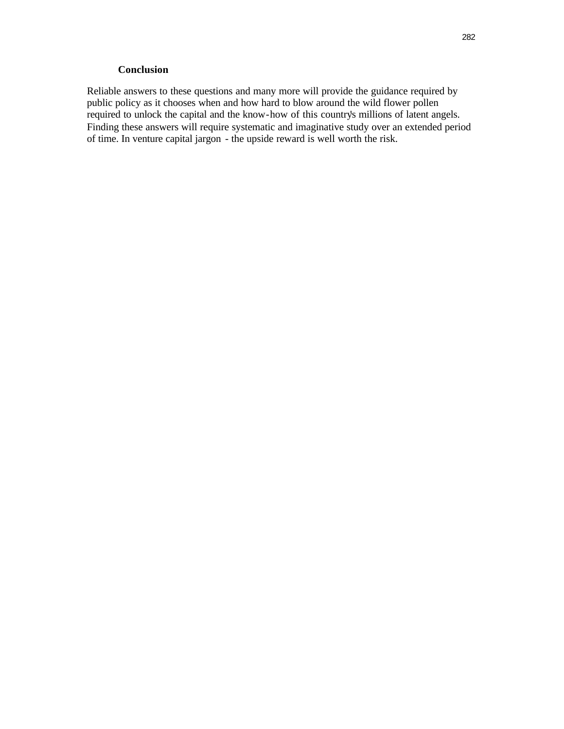## Conclusion

Reliable answers to these questions and many more will provide the guidance required by public policy as it chooses when and how hard to blow around the wild flower pollen required to unlock the capital and the know-how of this country's millions of latent angels. Finding these answers will require systematic and imaginative study over an extended period of time. In venture capital jargon - the upside reward is well worth the risk.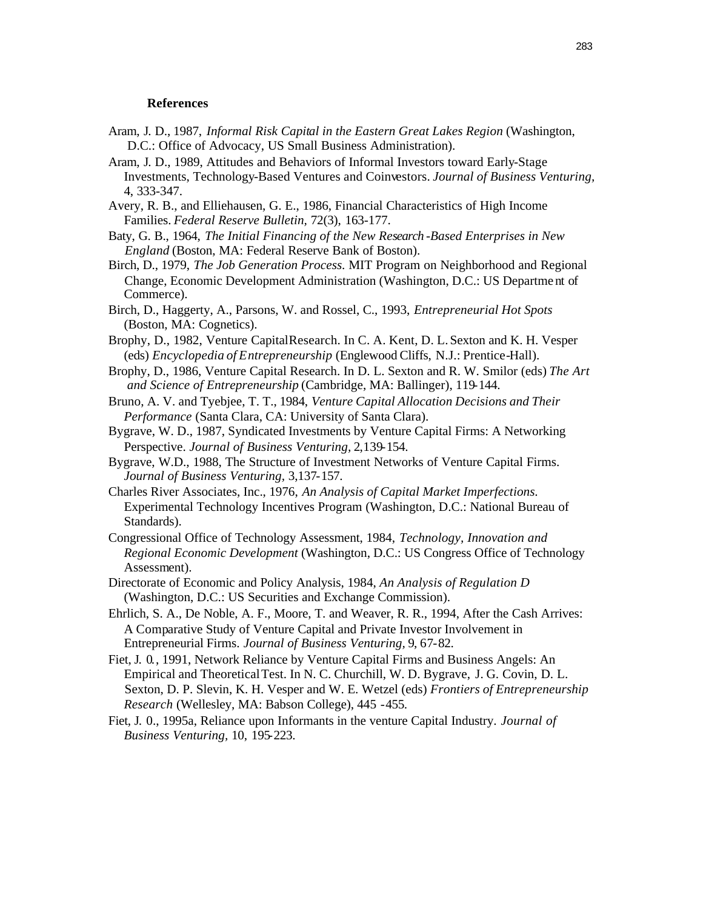## References

Aram, J. D., 1987, *Informal Risk Capital in the Eastern Great Lakes Region* (Washington, D.C.: Office of Advocacy, US Small Business Administration).

Aram, J. D., 1989, Attitudes and Behaviors of Informal Investors toward Early-Stage Investments, Technology-Based Ventures and Coinvestors. *Journal of Business Venturing*, 4, 333-347.

Avery, R. B., and Elliehausen, G. E., 1986, Financial Characteristics of High Income Families. *Federal Reserve Bulletin*, 72(3), 163-177.

Baty, G. B., 1964, *The Initial Financing of the New Research-Based Enterprises in New England* (Boston, MA: Federal Reserve Bank of Boston).

Birch, D., 1979, *The Job Generation Process*. MIT Program on Neighborhood and Regional Change, Economic Development Administration (Washington, D.C.: US Department of Commerce).

Birch, D., Haggerty, A., Parsons, W. and Rossel, C., 1993, *Entrepreneurial Hot Spots* (Boston, MA: Cognetics).

Brophy, D., 1982, Venture Capital Research. In C. A. Kent, D. L. Sexton and K. H. Vesper (eds) *Encyclopedia of Entrepreneurship* (Englewood Cliffs, N.J.: Prentice-Hall).

Brophy, D., 1986, Venture Capital Research. In D. L. Sexton and R. W. Smilor (eds) *The Art and Science of Entrepreneurship* (Cambridge, MA: Ballinger), 119-144.

Bruno, A. V. and Tyebjee, T. T., 1984, *Venture Capital Allocation Decisions and Their Performance* (Santa Clara, CA: University of Santa Clara).

Bygrave, W. D., 1987, Syndicated Investments by Venture Capital Firms: A Networking Perspective. *Journal of Business Venturing*, 2,139-154.

Bygrave, W.D., 1988, The Structure of Investment Networks of Venture Capital Firms. *Journal of Business Venturing*, 3,137-157.

Charles River Associates, Inc., 1976, *An Analysis of Capital Market Imperfections*. Experimental Technology Incentives Program (Washington, D.C.: National Bureau of Standards).

Congressional Office of Technology Assessment, 1984, *Technology, Innovation and Regional Economic Development* (Washington, D.C.: US Congress Office of Technology Assessment).

Directorate of Economic and Policy Analysis, 1984, *An Analysis of Regulation D* (Washington, D.C.: US Securities and Exchange Commission).

Ehrlich, S. A., De Noble, A. F., Moore, T. and Weaver, R. R., 1994, After the Cash Arrives: A Comparative Study of Venture Capital and Private Investor Involvement in Entrepreneurial Firms. *Journal of Business Venturing*, 9, 67-82.

Fiet, J. 0., 1991, Network Reliance by Venture Capital Firms and Business Angels: An Empirical and Theoretical Test. In N. C. Churchill, W. D. Bygrave, J. G. Covin, D. L. Sexton, D. P. Slevin, K. H. Vesper and W. E. Wetzel (eds) *Frontiers of Entrepreneurship Research* (Wellesley, MA: Babson College), 445 -455.

Fiet, J. 0., 1995a, Reliance upon Informants in the venture Capital Industry. *Journal of Business Venturing*, 10, 195-223.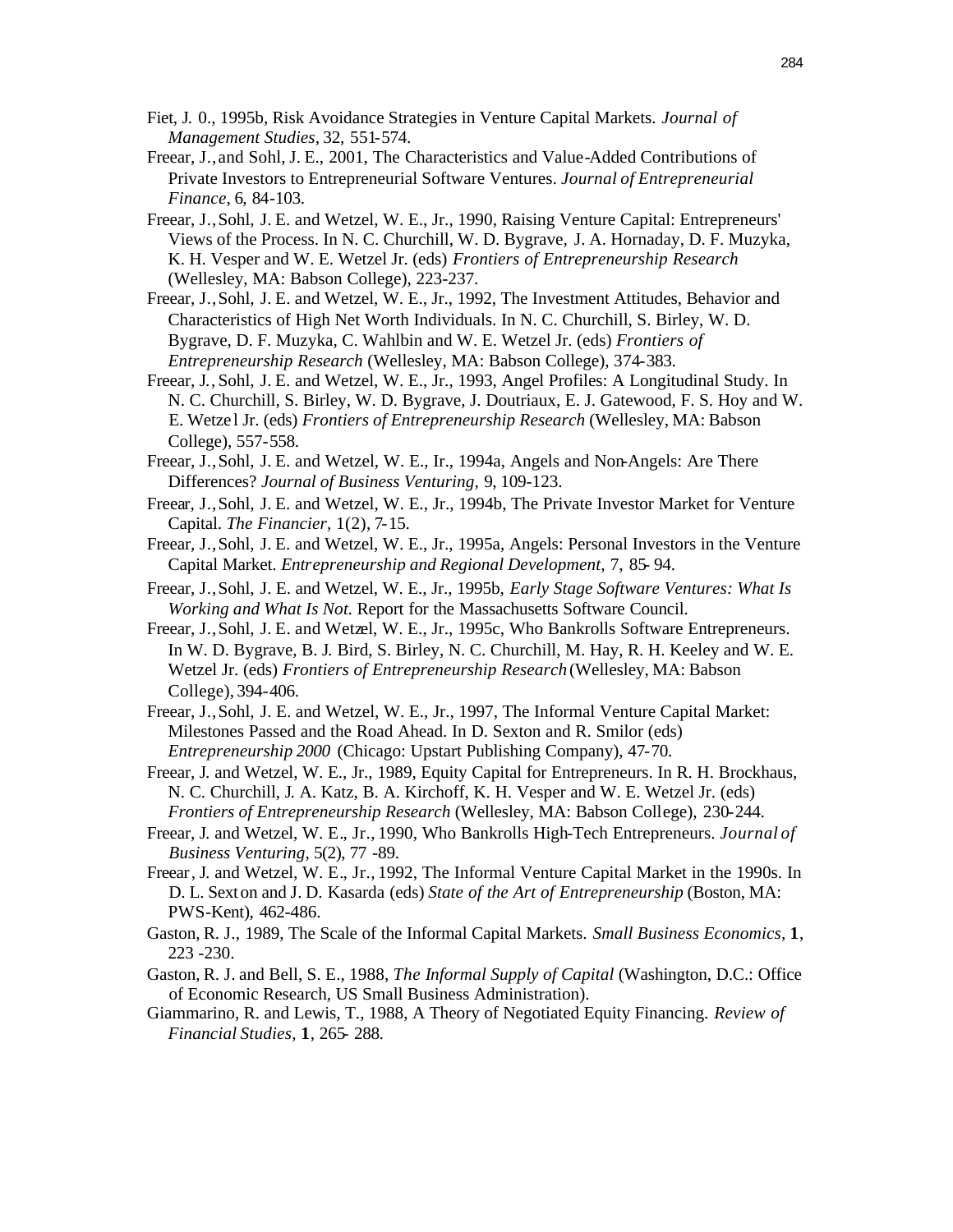Fiet, J. 0., 1995b, Risk Avoidance Strategies in Venture Capital Markets. *Journal of Management Studies*, 32, 551-574.

Freear, J., and Sohl, J. E., 2001, The Characteristics and Value-Added Contributions of Private Investors to Entrepreneurial Software Ventures. *Journal of Entrepreneurial Finance*, 6, 84-103.

Freear, J., Sohl, J. E. and Wetzel, W. E., Jr., 1990, Raising Venture Capital: Entrepreneurs' Views of the Process. In N. C. Churchill, W. D. Bygrave, J. A. Hornaday, D. F. Muzyka, K. H. Vesper and W. E. Wetzel Jr. (eds) *Frontiers of Entrepreneurship Research* (Wellesley, MA: Babson College), 223-237.

Freear, J., Sohl, J. E. and Wetzel, W. E., Jr., 1992, The Investment Attitudes, Behavior and Characteristics of High Net Worth Individuals. In N. C. Churchill, S. Birley, W. D. Bygrave, D. F. Muzyka, C. Wahlbin and W. E. Wetzel Jr. (eds) *Frontiers of Entrepreneurship Research* (Wellesley, MA: Babson College), 374-383.

Freear, J., Sohl, J. E. and Wetzel, W. E., Jr., 1993, Angel Profiles: A Longitudinal Study. In N. C. Churchill, S. Birley, W. D. Bygrave, J. Doutriaux, E. J. Gatewood, F. S. Hoy and W. E. Wetzel Jr. (eds) *Frontiers of Entrepreneurship Research* (Wellesley, MA: Babson College), 557-558.

Freear, J., Sohl, J. E. and Wetzel, W. E., Ir., 1994a, Angels and Non-Angels: Are There Differences? *Journal of Business Venturing*, 9, 109-123.

Freear, J., Sohl, J. E. and Wetzel, W. E., Jr., 1994b, The Private Investor Market for Venture Capital. *The Financier*, 1(2), 7-15.

Freear, J., Sohl, J. E. and Wetzel, W. E., Jr., 1995a, Angels: Personal Investors in the Venture Capital Market. *Entrepreneurship and Regional Development*, 7, 85-94.

Freear, J., Sohl, J. E. and Wetzel, W. E., Jr., 1995b, *Early Stage Software Ventures: What Is Working and What Is Not.* Report for the Massachusetts Software Council.

Freear, J., Sohl, J. E. and Wetzel, W. E., Jr., 1995c, Who Bankrolls Software Entrepreneurs. In W. D. Bygrave, B. J. Bird, S. Birley, N. C. Churchill, M. Hay, R. H. Keeley and W. E. Wetzel Jr. (eds) *Frontiers of Entrepreneurship Research* (Wellesley, MA: Babson College), 394-406.

Freear, J., Sohl, J. E. and Wetzel, W. E., Jr., 1997, The Informal Venture Capital Market: Milestones Passed and the Road Ahead. In D. Sexton and R. Smilor (eds) *Entrepreneurship 2000* (Chicago: Upstart Publishing Company), 47-70.

Freear, J. and Wetzel, W. E., Jr., 1989, Equity Capital for Entrepreneurs. In R. H. Brockhaus, N. C. Churchill, J. A. Katz, B. A. Kirchoff, K. H. Vesper and W. E. Wetzel Jr. (eds) *Frontiers of Entrepreneurship Research* (Wellesley, MA: Babson College), 230-244.

Freear, J. and Wetzel, W. E., Jr., 1990, Who Bankrolls High-Tech Entrepreneurs. *Journal of Business Venturing*, 5(2), 77-89.

Freear, J. and Wetzel, W. E., Jr., 1992, The Informal Venture Capital Market in the 1990s. In D. L. Sexton and J. D. Kasarda (eds) *State of the Art of Entrepreneurship* (Boston, MA: PWS-Kent), 462-486.

Gaston, R. J., 1989, The Scale of the Informal Capital Markets. *Small Business Economics*, **1**, 223-230.

Gaston, R. J. and Bell, S. E., 1988, *The Informal Supply of Capital* (Washington, D.C.: Office of Economic Research, US Small Business Administration).

Giammarino, R. and Lewis, T., 1988, A Theory of Negotiated Equity Financing. *Review of Financial Studies*, **1**, 265-288.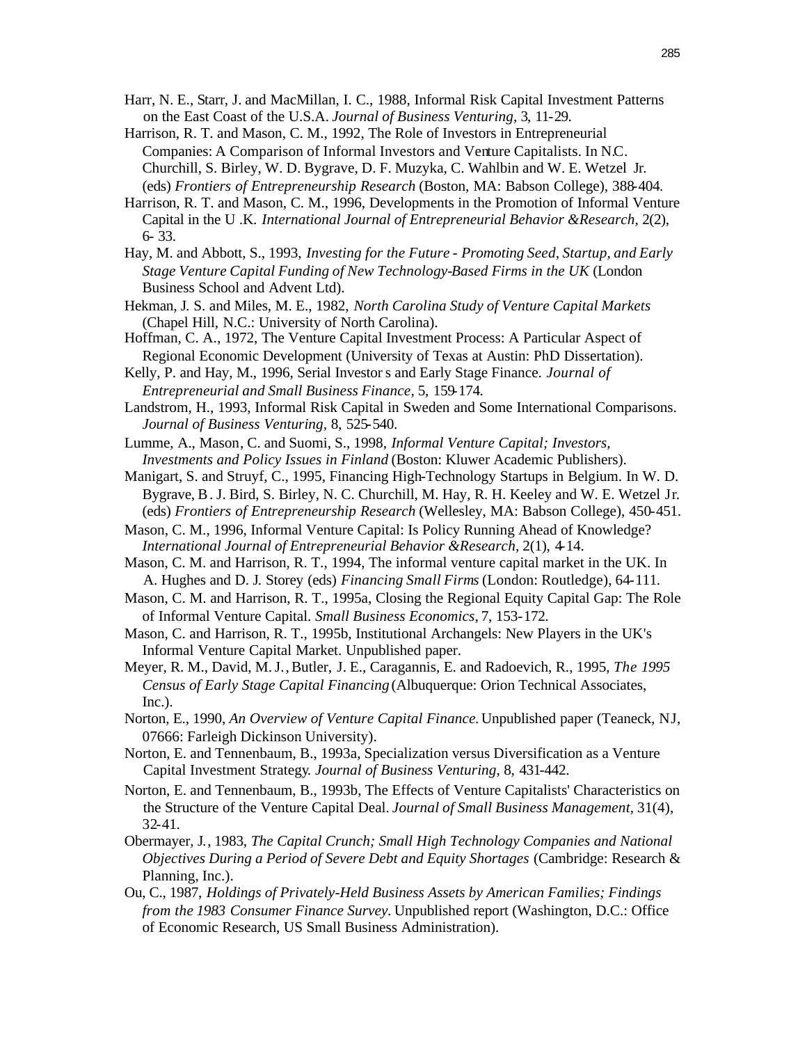Harr, N. E., Starr, J. and MacMillan, I. C., 1988, Informal Risk Capital Investment Patterns on the East Coast of the U.S.A. *Journal of Business Venturing*, 3, 11-29.

Harrison, R. T. and Mason, C. M., 1992, The Role of Investors in Entrepreneurial Companies: A Comparison of Informal Investors and Venture Capitalists. In N.C. Churchill, S. Birley, W. D. Bygrave, D. F. Muzyka, C. Wahlbin and W. E. Wetzel Jr. (eds) *Frontiers of Entrepreneurship Research* (Boston, MA: Babson College), 388-404.

Harrison, R. T. and Mason, C. M., 1996, Developments in the Promotion of Informal Venture Capital in the U .K. *International Journal of Entrepreneurial Behavior &Research*, 2(2), 6- 33.

Hay, M. and Abbott, S., 1993, *Investing for the Future - Promoting Seed, Startup, and Early Stage Venture Capital Funding of New Technology-Based Firms in the UK* (London Business School and Advent Ltd).

Hekman, J. S. and Miles, M. E., 1982, *North Carolina Study of Venture Capital Markets* (Chapel Hill, N.C.: University of North Carolina).

Hoffman, C. A., 1972, The Venture Capital Investment Process: A Particular Aspect of Regional Economic Development (University of Texas at Austin: PhD Dissertation).

Kelly, P. and Hay, M., 1996, Serial Investor s and Early Stage Finance. *Journal of Entrepreneurial and Small Business Finance*, 5, 159-174.

Landstrom, H., 1993, Informal Risk Capital in Sweden and Some International Comparisons. *Journal of Business Venturing*, 8, 525-540.

Lumme, A., Mason, C. and Suomi, S., 1998, *Informal Venture Capital; Investors, Investments and Policy Issues in Finland* (Boston: Kluwer Academic Publishers).

Manigart, S. and Struyf, C., 1995, Financing High-Technology Startups in Belgium. In W. D. Bygrave, B. J. Bird, S. Birley, N. C. Churchill, M. Hay, R. H. Keeley and W. E. Wetzel Jr. (eds) *Frontiers of Entrepreneurship Research* (Wellesley, MA: Babson College), 450-451.

Mason, C. M., 1996, Informal Venture Capital: Is Policy Running Ahead of Knowledge? *International Journal of Entrepreneurial Behavior &Research*, 2(1), 4-14.

Mason, C. M. and Harrison, R. T., 1994, The informal venture capital market in the UK. In A. Hughes and D. J. Storey (eds) *Financing Small Firms* (London: Routledge), 64-111.

Mason, C. M. and Harrison, R. T., 1995a, Closing the Regional Equity Capital Gap: The Role of Informal Venture Capital. *Small Business Economics*, 7, 153-172.

Mason, C. and Harrison, R. T., 1995b, Institutional Archangels: New Players in the UK's Informal Venture Capital Market. Unpublished paper.

Meyer, R. M., David, M. J., Butler, J. E., Caragannis, E. and Radoevich, R., 1995, *The 1995 Census of Early Stage Capital Financing* (Albuquerque: Orion Technical Associates, Inc.).

Norton, E., 1990, *An Overview of Venture Capital Finance.* Unpublished paper (Teaneck, NJ, 07666: Farleigh Dickinson University).

Norton, E. and Tennenbaum, B., 1993a, Specialization versus Diversification as a Venture Capital Investment Strategy. *Journal of Business Venturing*, 8, 431-442.

Norton, E. and Tennenbaum, B., 1993b, The Effects of Venture Capitalists' Characteristics on the Structure of the Venture Capital Deal. *Journal of Small Business Management*, 31(4), 32-41.

Obermayer, J., 1983, *The Capital Crunch; Small High Technology Companies and National Objectives During a Period of Severe Debt and Equity Shortages* (Cambridge: Research & Planning, Inc.).

Ou, C., 1987, *Holdings of Privately-Held Business Assets by American Families; Findings from the 1983 Consumer Finance Survey*. Unpublished report (Washington, D.C.: Office of Economic Research, US Small Business Administration).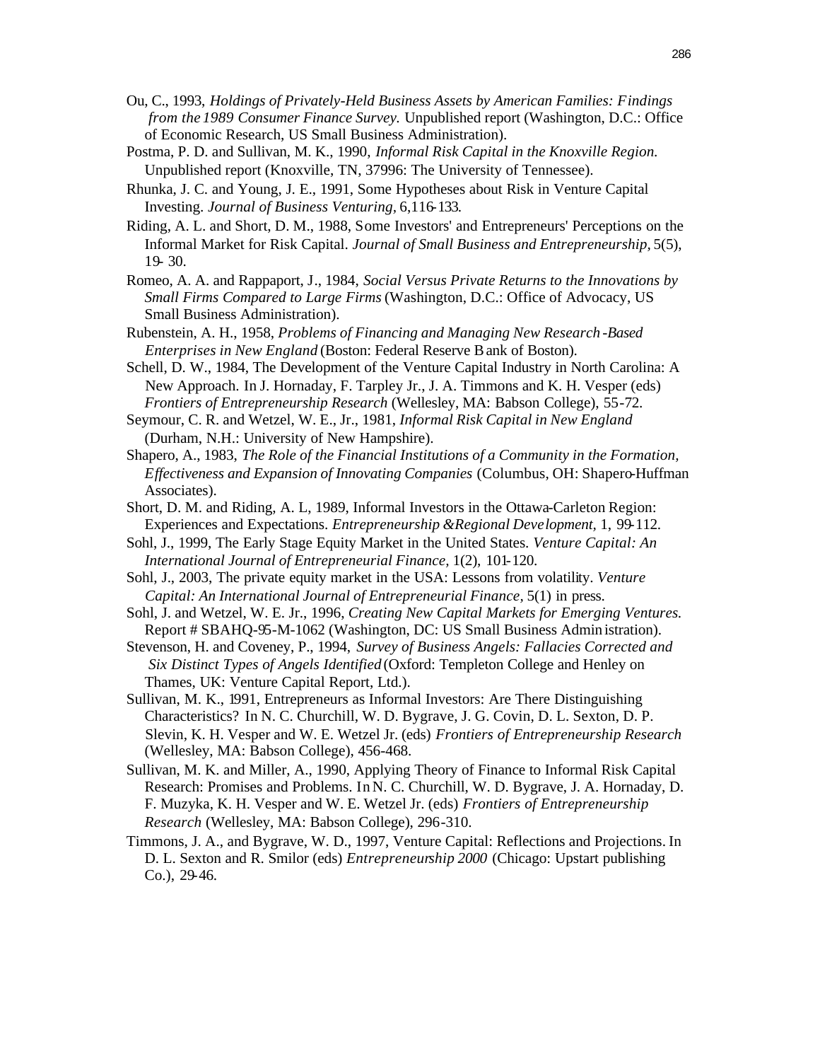Ou, C., 1993, *Holdings of Privately-Held Business Assets by American Families: Findings from the 1989 Consumer Finance Survey.* Unpublished report (Washington, D.C.: Office of Economic Research, US Small Business Administration).

Postma, P. D. and Sullivan, M. K., 1990, *Informal Risk Capital in the Knoxville Region.* Unpublished report (Knoxville, TN, 37996: The University of Tennessee).

Rhunka, J. C. and Young, J. E., 1991, Some Hypotheses about Risk in Venture Capital Investing. *Journal of Business Venturing*, 6,116-133.

Riding, A. L. and Short, D. M., 1988, Some Investors' and Entrepreneurs' Perceptions on the Informal Market for Risk Capital. *Journal of Small Business and Entrepreneurship*, 5(5), 19- 30.

Romeo, A. A. and Rappaport, J., 1984, *Social Versus Private Returns to the Innovations by Small Firms Compared to Large Firms* (Washington, D.C.: Office of Advocacy, US Small Business Administration).

Rubenstein, A. H., 1958, *Problems of Financing and Managing New Research-Based Enterprises in New England* (Boston: Federal Reserve Bank of Boston).

Schell, D. W., 1984, The Development of the Venture Capital Industry in North Carolina: A New Approach. In J. Hornaday, F. Tarpley Jr., J. A. Timmons and K. H. Vesper (eds) *Frontiers of Entrepreneurship Research* (Wellesley, MA: Babson College), 55-72.

Seymour, C. R. and Wetzel, W. E., Jr., 1981, *Informal Risk Capital in New England* (Durham, N.H.: University of New Hampshire).

Shapero, A., 1983, *The Role of the Financial Institutions of a Community in the Formation, Effectiveness and Expansion of Innovating Companies* (Columbus, OH: Shapero-Huffman Associates).

Short, D. M. and Riding, A. L, 1989, Informal Investors in the Ottawa-Carleton Region: Experiences and Expectations. *Entrepreneurship &Regional Development*, 1, 99-112.

Sohl, J., 1999, The Early Stage Equity Market in the United States. *Venture Capital: An International Journal of Entrepreneurial Finance*, 1(2), 101-120.

Sohl, J., 2003, The private equity market in the USA: Lessons from volatility. *Venture Capital: An International Journal of Entrepreneurial Finance*, 5(1) in press.

Sohl, J. and Wetzel, W. E. Jr., 1996, *Creating New Capital Markets for Emerging Ventures.* Report # SBAHQ-95-M-1062 (Washington, DC: US Small Business Administration).

Stevenson, H. and Coveney, P., 1994, *Survey of Business Angels: Fallacies Corrected and Six Distinct Types of Angels Identified* (Oxford: Templeton College and Henley on Thames, UK: Venture Capital Report, Ltd.).

Sullivan, M. K., 1991, Entrepreneurs as Informal Investors: Are There Distinguishing Characteristics? In N. C. Churchill, W. D. Bygrave, J. G. Covin, D. L. Sexton, D. P. Slevin, K. H. Vesper and W. E. Wetzel Jr. (eds) *Frontiers of Entrepreneurship Research* (Wellesley, MA: Babson College), 456-468.

Sullivan, M. K. and Miller, A., 1990, Applying Theory of Finance to Informal Risk Capital Research: Promises and Problems. In N. C. Churchill, W. D. Bygrave, J. A. Hornaday, D. F. Muzyka, K. H. Vesper and W. E. Wetzel Jr. (eds) *Frontiers of Entrepreneurship Research* (Wellesley, MA: Babson College), 296-310.

Timmons, J. A., and Bygrave, W. D., 1997, Venture Capital: Reflections and Projections. In D. L. Sexton and R. Smilor (eds) *Entrepreneurship 2000* (Chicago: Upstart publishing Co.), 29-46.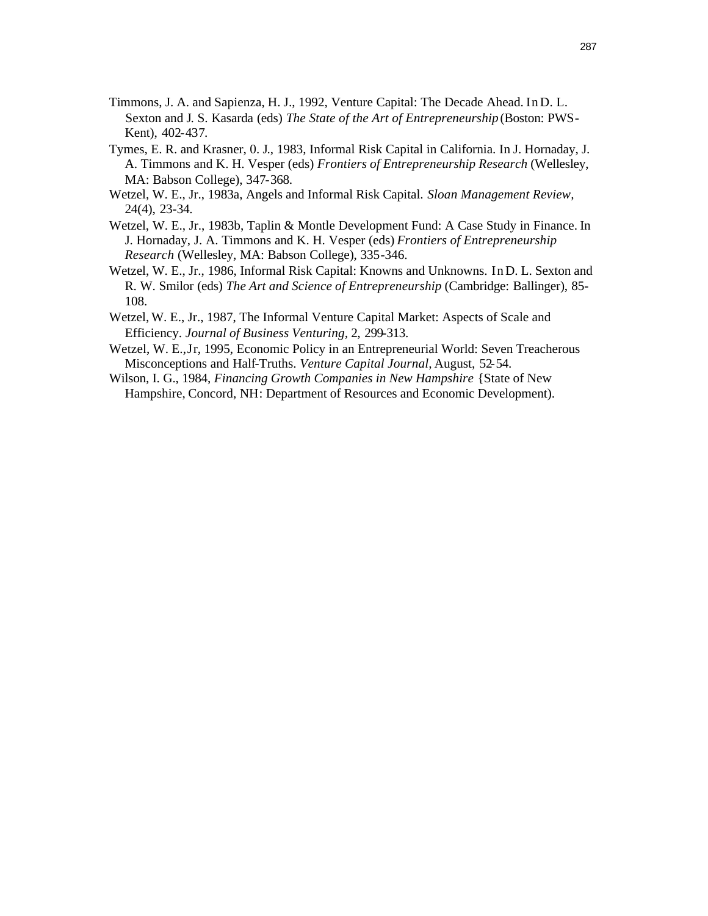Timmons, J. A. and Sapienza, H. J., 1992, Venture Capital: The Decade Ahead. In D. L. Sexton and J. S. Kasarda (eds) *The State of the Art of Entrepreneurship* (Boston: PWS-Kent), 402-437.

Tymes, E. R. and Krasner, 0. J., 1983, Informal Risk Capital in California. In J. Hornaday, J. A. Timmons and K. H. Vesper (eds) *Frontiers of Entrepreneurship Research* (Wellesley, MA: Babson College), 347-368.

Wetzel, W. E., Jr., 1983a, Angels and Informal Risk Capital. *Sloan Management Review*, 24(4), 23-34.

Wetzel, W. E., Jr., 1983b, Taplin & Montle Development Fund: A Case Study in Finance. In J. Hornaday, J. A. Timmons and K. H. Vesper (eds) *Frontiers of Entrepreneurship Research* (Wellesley, MA: Babson College), 335-346.

Wetzel, W. E., Jr., 1986, Informal Risk Capital: Knowns and Unknowns. In D. L. Sexton and R. W. Smilor (eds) *The Art and Science of Entrepreneurship* (Cambridge: Ballinger), 85-108.

Wetzel, W. E., Jr., 1987, The Informal Venture Capital Market: Aspects of Scale and Efficiency. *Journal of Business Venturing*, 2, 299-313.

Wetzel, W. E., Jr, 1995, Economic Policy in an Entrepreneurial World: Seven Treacherous Misconceptions and Half-Truths. *Venture Capital Journal*, August, 52-54.

Wilson, I. G., 1984, *Financing Growth Companies in New Hampshire* {State of New Hampshire, Concord, NH: Department of Resources and Economic Development).